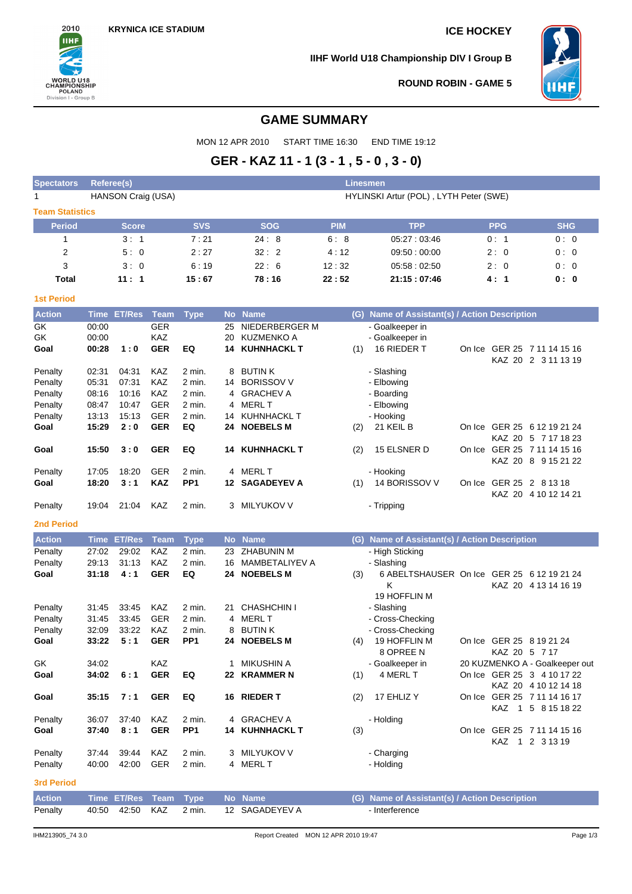KRYNICA ICE STADIUM

ICE HOCKEY

IIHF World U18 Championship DIV I Group B

ROUND ROBIN - GAME 5

# GAME SUMMARY

MON 12 APR 2010 START TIME 16:30 END TIME 19:12

## GER - KAZ 11 - 1 (3 - 1 , 5 - 0 , 3 - 0)

| Spectators | Referee(s) | Linesmen |
|---|---|---|
| 1 | HANSON Craig (USA) | HYLINSKI Artur (POL) , LYTH Peter (SWE) |

### Team Statistics

| Period | Score | SVS | SOG | PIM | TPP | PPG | SHG |
|---|---|---|---|---|---|---|---|
| 1 | 3 : 1 | 7 : 21 | 24 : 8 | 6 : 8 | 05:27 : 03:46 | 0 : 1 | 0 : 0 |
| 2 | 5 : 0 | 2 : 27 | 32 : 2 | 4 : 12 | 09:50 : 00:00 | 2 : 0 | 0 : 0 |
| 3 | 3 : 0 | 6 : 19 | 22 : 6 | 12 : 32 | 05:58 : 02:50 | 2 : 0 | 0 : 0 |
| **Total** | **11 : 1** | **15 : 67** | **78 : 16** | **22 : 52** | **21:15 : 07:46** | **4 : 1** | **0 : 0** |

### 1st Period

| Action | Time | ET/Res | Team | Type | No | Name | (G) | Name of Assistant(s) / Action Description | | |
|---|---|---|---|---|---|---|---|---|---|---|
| GK | 00:00 | | GER | | 25 | NIEDERBERGER M | | - Goalkeeper in | | |
| GK | 00:00 | | KAZ | | 20 | KUZMENKO A | | - Goalkeeper in | | |
| **Goal** | **00:28** | **1 : 0** | **GER** | **EQ** | **14** | **KUHNHACKL T** | (1) | 16 RIEDER T | On Ice | GER 25 7 11 14 15 16<br>KAZ 20 2 3 11 13 19 |
| Penalty | 02:31 | 04:31 | KAZ | 2 min. | 8 | BUTIN K | | - Slashing | | |
| Penalty | 05:31 | 07:31 | KAZ | 2 min. | 14 | BORISSOV V | | - Elbowing | | |
| Penalty | 08:16 | 10:16 | KAZ | 2 min. | 4 | GRACHEV A | | - Boarding | | |
| Penalty | 08:47 | 10:47 | GER | 2 min. | 4 | MERL T | | - Elbowing | | |
| Penalty | 13:13 | 15:13 | GER | 2 min. | 14 | KUHNHACKL T | | - Hooking | | |
| **Goal** | **15:29** | **2 : 0** | **GER** | **EQ** | **24** | **NOEBELS M** | (2) | 21 KEIL B | On Ice | GER 25 6 12 19 21 24<br>KAZ 20 5 7 17 18 23 |
| **Goal** | **15:50** | **3 : 0** | **GER** | **EQ** | **14** | **KUHNHACKL T** | (2) | 15 ELSNER D | On Ice | GER 25 7 11 14 15 16<br>KAZ 20 8 9 15 21 22 |
| Penalty | 17:05 | 18:20 | GER | 2 min. | 4 | MERL T | | - Hooking | | |
| **Goal** | **18:20** | **3 : 1** | **KAZ** | **PP1** | **12** | **SAGADEYEV A** | (1) | 14 BORISSOV V | On Ice | GER 25 2 8 13 18<br>KAZ 20 4 10 12 14 21 |
| Penalty | 19:04 | 21:04 | KAZ | 2 min. | 3 | MILYUKOV V | | - Tripping | | |

### 2nd Period

| Action | Time | ET/Res | Team | Type | No | Name | (G) | Name of Assistant(s) / Action Description | | |
|---|---|---|---|---|---|---|---|---|---|---|
| Penalty | 27:02 | 29:02 | KAZ | 2 min. | 23 | ZHABUNIN M | | - High Sticking | | |
| Penalty | 29:13 | 31:13 | KAZ | 2 min. | 16 | MAMBETALIYEV A | | - Slashing | | |
| **Goal** | **31:18** | **4 : 1** | **GER** | **EQ** | **24** | **NOEBELS M** | (3) | 6 ABELTSHAUSER K<br>19 HOFFLIN M | On Ice | GER 25 6 12 19 21 24<br>KAZ 20 4 13 14 16 19 |
| Penalty | 31:45 | 33:45 | KAZ | 2 min. | 21 | CHASHCHIN I | | - Slashing | | |
| Penalty | 31:45 | 33:45 | GER | 2 min. | 4 | MERL T | | - Cross-Checking | | |
| Penalty | 32:09 | 33:22 | KAZ | 2 min. | 8 | BUTIN K | | - Cross-Checking | | |
| **Goal** | **33:22** | **5 : 1** | **GER** | **PP1** | **24** | **NOEBELS M** | (4) | 19 HOFFLIN M<br>8 OPREE N | On Ice | GER 25 8 19 21 24<br>KAZ 20 5 7 17 |
| GK | 34:02 | | KAZ | | 1 | MIKUSHIN A | | - Goalkeeper in | | 20 KUZMENKO A - Goalkeeper out |
| **Goal** | **34:02** | **6 : 1** | **GER** | **EQ** | **22** | **KRAMMER N** | (1) | 4 MERL T | On Ice | GER 25 3 4 10 17 22<br>KAZ 20 4 10 12 14 18 |
| **Goal** | **35:15** | **7 : 1** | **GER** | **EQ** | **16** | **RIEDER T** | (2) | 17 EHLIZ Y | On Ice | GER 25 7 11 14 16 17<br>KAZ 1 5 8 15 18 22 |
| Penalty | 36:07 | 37:40 | KAZ | 2 min. | 4 | GRACHEV A | | - Holding | | |
| **Goal** | **37:40** | **8 : 1** | **GER** | **PP1** | **14** | **KUHNHACKL T** | (3) | | On Ice | GER 25 7 11 14 15 16<br>KAZ 1 2 3 13 19 |
| Penalty | 37:44 | 39:44 | KAZ | 2 min. | 3 | MILYUKOV V | | - Charging | | |
| Penalty | 40:00 | 42:00 | GER | 2 min. | 4 | MERL T | | - Holding | | |

### 3rd Period

| Action | Time | ET/Res | Team | Type | No | Name | (G) | Name of Assistant(s) / Action Description |
|---|---|---|---|---|---|---|---|---|
| Penalty | 40:50 | 42:50 | KAZ | 2 min. | 12 | SAGADEYEV A | | - Interference |

IHM213905_74 3.0 Report Created MON 12 APR 2010 19:47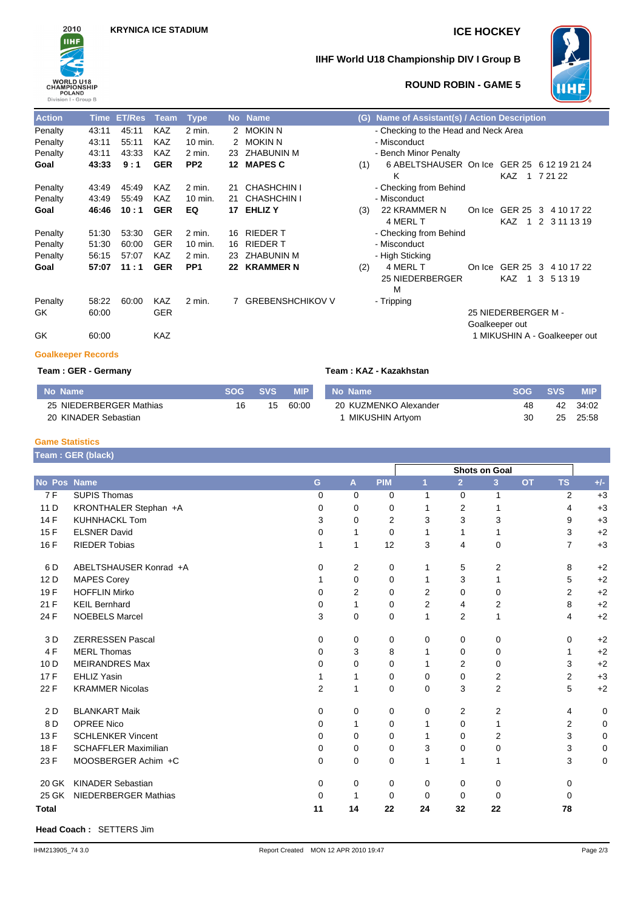KRYNICA ICE STADIUM

ICE HOCKEY

IIHF World U18 Championship DIV I Group B

ROUND ROBIN - GAME 5

| Action | Time | ET/Res | Team | Type | No | Name | (G) | Name of Assistant(s) / Action Description |
|---|---|---|---|---|---|---|---|---|
| Penalty | 43:11 | 45:11 | KAZ | 2 min. | 2 | MOKIN N | | - Checking to the Head and Neck Area |
| Penalty | 43:11 | 55:11 | KAZ | 10 min. | 2 | MOKIN N | | - Misconduct |
| Penalty | 43:11 | 43:33 | KAZ | 2 min. | 23 | ZHABUNIN M | | - Bench Minor Penalty |
| **Goal** | **43:33** | **9 : 1** | **GER** | **PP2** | **12** | **MAPES C** | (1) | 6 ABELTSHAUSER K On Ice GER 25 6 12 19 21 24 KAZ 1 7 21 22 |
| Penalty | 43:49 | 45:49 | KAZ | 2 min. | 21 | CHASHCHIN I | | - Checking from Behind |
| Penalty | 43:49 | 55:49 | KAZ | 10 min. | 21 | CHASHCHIN I | | - Misconduct |
| **Goal** | **46:46** | **10 : 1** | **GER** | **EQ** | **17** | **EHLIZ Y** | (3) | 22 KRAMMER N, 4 MERL T On Ice GER 25 3 4 10 17 22 KAZ 1 2 3 11 13 19 |
| Penalty | 51:30 | 53:30 | GER | 2 min. | 16 | RIEDER T | | - Checking from Behind |
| Penalty | 51:30 | 60:00 | GER | 10 min. | 16 | RIEDER T | | - Misconduct |
| Penalty | 56:15 | 57:07 | KAZ | 2 min. | 23 | ZHABUNIN M | | - High Sticking |
| **Goal** | **57:07** | **11 : 1** | **GER** | **PP1** | **22** | **KRAMMER N** | (2) | 4 MERL T, 25 NIEDERBERGER M On Ice GER 25 3 4 10 17 22 KAZ 1 3 5 13 19 |
| Penalty | 58:22 | 60:00 | KAZ | 2 min. | 7 | GREBENSHCHIKOV V | | - Tripping |
| GK | 60:00 | | GER | | | | | 25 NIEDERBERGER M - Goalkeeper out |
| GK | 60:00 | | KAZ | | | | | 1 MIKUSHIN A - Goalkeeper out |

## Goalkeeper Records

**Team : GER - Germany**

| No | Name | SOG | SVS | MIP |
|---|---|---|---|---|
| 25 | NIEDERBERGER Mathias | 16 | 15 | 60:00 |
| 20 | KINADER Sebastian | | | |

**Team : KAZ - Kazakhstan**

| No | Name | SOG | SVS | MIP |
|---|---|---|---|---|
| 20 | KUZMENKO Alexander | 48 | 42 | 34:02 |
| 1 | MIKUSHIN Artyom | 30 | 25 | 25:58 |

## Game Statistics

**Team : GER (black)**

| | | | | | | Shots on Goal | | | | | |
|---|---|---|---|---|---|---|---|---|---|---|---|
| No | Pos | Name | G | A | PIM | 1 | 2 | 3 | OT | TS | +/- |
| 7 | F | SUPIS Thomas | 0 | 0 | 0 | 1 | 0 | 1 | | 2 | +3 |
| 11 | D | KRONTHALER Stephan +A | 0 | 0 | 0 | 1 | 2 | 1 | | 4 | +3 |
| 14 | F | KUHNHACKL Tom | 3 | 0 | 2 | 3 | 3 | 3 | | 9 | +3 |
| 15 | F | ELSNER David | 0 | 1 | 0 | 1 | 1 | 1 | | 3 | +2 |
| 16 | F | RIEDER Tobias | 1 | 1 | 12 | 3 | 4 | 0 | | 7 | +3 |
| 6 | D | ABELTSHAUSER Konrad +A | 0 | 2 | 0 | 1 | 5 | 2 | | 8 | +2 |
| 12 | D | MAPES Corey | 1 | 0 | 0 | 1 | 3 | 1 | | 5 | +2 |
| 19 | F | HOFFLIN Mirko | 0 | 2 | 0 | 2 | 0 | 0 | | 2 | +2 |
| 21 | F | KEIL Bernhard | 0 | 1 | 0 | 2 | 4 | 2 | | 8 | +2 |
| 24 | F | NOEBELS Marcel | 3 | 0 | 0 | 1 | 2 | 1 | | 4 | +2 |
| 3 | D | ZERRESSEN Pascal | 0 | 0 | 0 | 0 | 0 | 0 | | 0 | +2 |
| 4 | F | MERL Thomas | 0 | 3 | 8 | 1 | 0 | 0 | | 1 | +2 |
| 10 | D | MEIRANDRES Max | 0 | 0 | 0 | 1 | 2 | 0 | | 3 | +2 |
| 17 | F | EHLIZ Yasin | 1 | 1 | 0 | 0 | 0 | 2 | | 2 | +3 |
| 22 | F | KRAMMER Nicolas | 2 | 1 | 0 | 0 | 3 | 2 | | 5 | +2 |
| 2 | D | BLANKART Maik | 0 | 0 | 0 | 0 | 2 | 2 | | 4 | 0 |
| 8 | D | OPREE Nico | 0 | 1 | 0 | 1 | 0 | 1 | | 2 | 0 |
| 13 | F | SCHLENKER Vincent | 0 | 0 | 0 | 1 | 0 | 2 | | 3 | 0 |
| 18 | F | SCHAFFLER Maximilian | 0 | 0 | 0 | 3 | 0 | 0 | | 3 | 0 |
| 23 | F | MOOSBERGER Achim +C | 0 | 0 | 0 | 1 | 1 | 1 | | 3 | 0 |
| 20 | GK | KINADER Sebastian | 0 | 0 | 0 | 0 | 0 | 0 | | 0 | |
| 25 | GK | NIEDERBERGER Mathias | 0 | 1 | 0 | 0 | 0 | 0 | | 0 | |
| **Total** | | | **11** | **14** | **22** | **24** | **32** | **22** | | **78** | |

**Head Coach :** SETTERS Jim

IHM213905_74 3.0 Report Created MON 12 APR 2010 19:47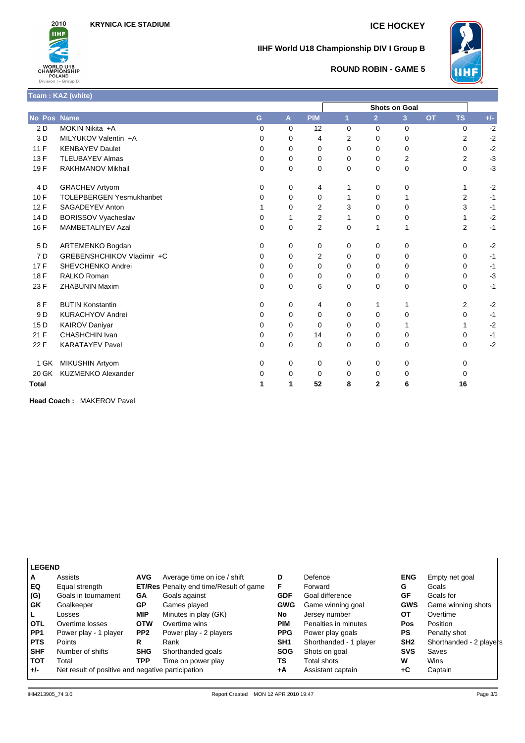KRYNICA ICE STADIUM

ICE HOCKEY

IIHF World U18 Championship DIV I Group B

ROUND ROBIN - GAME 5

**Team : KAZ (white)**

| No | Pos | Name | G | A | PIM | Shots on Goal 1 | 2 | 3 | OT | TS | +/- |
|---|---|---|---|---|---|---|---|---|---|---|---|
| 2 | D | MOKIN Nikita +A | 0 | 0 | 12 | 0 | 0 | 0 | | 0 | -2 |
| 3 | D | MILYUKOV Valentin +A | 0 | 0 | 4 | 2 | 0 | 0 | | 2 | -2 |
| 11 | F | KENBAYEV Daulet | 0 | 0 | 0 | 0 | 0 | 0 | | 0 | -2 |
| 13 | F | TLEUBAYEV Almas | 0 | 0 | 0 | 0 | 0 | 2 | | 2 | -3 |
| 19 | F | RAKHMANOV Mikhail | 0 | 0 | 0 | 0 | 0 | 0 | | 0 | -3 |
| 4 | D | GRACHEV Artyom | 0 | 0 | 4 | 1 | 0 | 0 | | 1 | -2 |
| 10 | F | TOLEPBERGEN Yesmukhanbet | 0 | 0 | 0 | 1 | 0 | 1 | | 2 | -1 |
| 12 | F | SAGADEYEV Anton | 1 | 0 | 2 | 3 | 0 | 0 | | 3 | -1 |
| 14 | D | BORISSOV Vyacheslav | 0 | 1 | 2 | 1 | 0 | 0 | | 1 | -2 |
| 16 | F | MAMBETALIYEV Azal | 0 | 0 | 2 | 0 | 1 | 1 | | 2 | -1 |
| 5 | D | ARTEMENKO Bogdan | 0 | 0 | 0 | 0 | 0 | 0 | | 0 | -2 |
| 7 | D | GREBENSHCHIKOV Vladimir +C | 0 | 0 | 2 | 0 | 0 | 0 | | 0 | -1 |
| 17 | F | SHEVCHENKO Andrei | 0 | 0 | 0 | 0 | 0 | 0 | | 0 | -1 |
| 18 | F | RALKO Roman | 0 | 0 | 0 | 0 | 0 | 0 | | 0 | -3 |
| 23 | F | ZHABUNIN Maxim | 0 | 0 | 6 | 0 | 0 | 0 | | 0 | -1 |
| 8 | F | BUTIN Konstantin | 0 | 0 | 4 | 0 | 1 | 1 | | 2 | -2 |
| 9 | D | KURACHYOV Andrei | 0 | 0 | 0 | 0 | 0 | 0 | | 0 | -1 |
| 15 | D | KAIROV Daniyar | 0 | 0 | 0 | 0 | 0 | 1 | | 1 | -2 |
| 21 | F | CHASHCHIN Ivan | 0 | 0 | 14 | 0 | 0 | 0 | | 0 | -1 |
| 22 | F | KARATAYEV Pavel | 0 | 0 | 0 | 0 | 0 | 0 | | 0 | -2 |
| 1 | GK | MIKUSHIN Artyom | 0 | 0 | 0 | 0 | 0 | 0 | | 0 | |
| 20 | GK | KUZMENKO Alexander | 0 | 0 | 0 | 0 | 0 | 0 | | 0 | |
| **Total** | | | **1** | **1** | **52** | **8** | **2** | **6** | | **16** | |

**Head Coach :** MAKEROV Pavel

**LEGEND**

| | | | | | | | |
|---|---|---|---|---|---|---|---|
| **A** | Assists | **AVG** | Average time on ice / shift | **D** | Defence | **ENG** | Empty net goal |
| **EQ** | Equal strength | **ET/Res** | Penalty end time/Result of game | **F** | Forward | **G** | Goals |
| **(G)** | Goals in tournament | **GA** | Goals against | **GDF** | Goal difference | **GF** | Goals for |
| **GK** | Goalkeeper | **GP** | Games played | **GWG** | Game winning goal | **GWS** | Game winning shots |
| **L** | Losses | **MIP** | Minutes in play (GK) | **No** | Jersey number | **OT** | Overtime |
| **OTL** | Overtime losses | **OTW** | Overtime wins | **PIM** | Penalties in minutes | **Pos** | Position |
| **PP1** | Power play - 1 player | **PP2** | Power play - 2 players | **PPG** | Power play goals | **PS** | Penalty shot |
| **PTS** | Points | **R** | Rank | **SH1** | Shorthanded - 1 player | **SH2** | Shorthanded - 2 players |
| **SHF** | Number of shifts | **SHG** | Shorthanded goals | **SOG** | Shots on goal | **SVS** | Saves |
| **TOT** | Total | **TPP** | Time on power play | **TS** | Total shots | **W** | Wins |
| **+/-** | Net result of positive and negative participation | | | **+A** | Assistant captain | **+C** | Captain |

IHM213905_74 3.0 Report Created MON 12 APR 2010 19:47